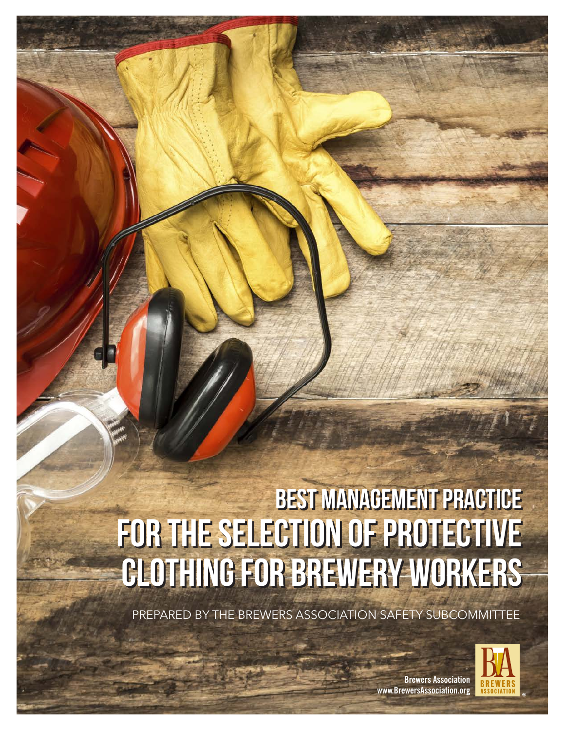# BEST MANAGEMENT PRACTICE FOR THE SELECTION OF PROTECTIVE CLOTHING FOR BREWERY WORKERS

PREPARED BY THE BREWERS ASSOCIATION SAFETY SUBCOMMITTEE

Brewers Association
www.BrewersAssociation.org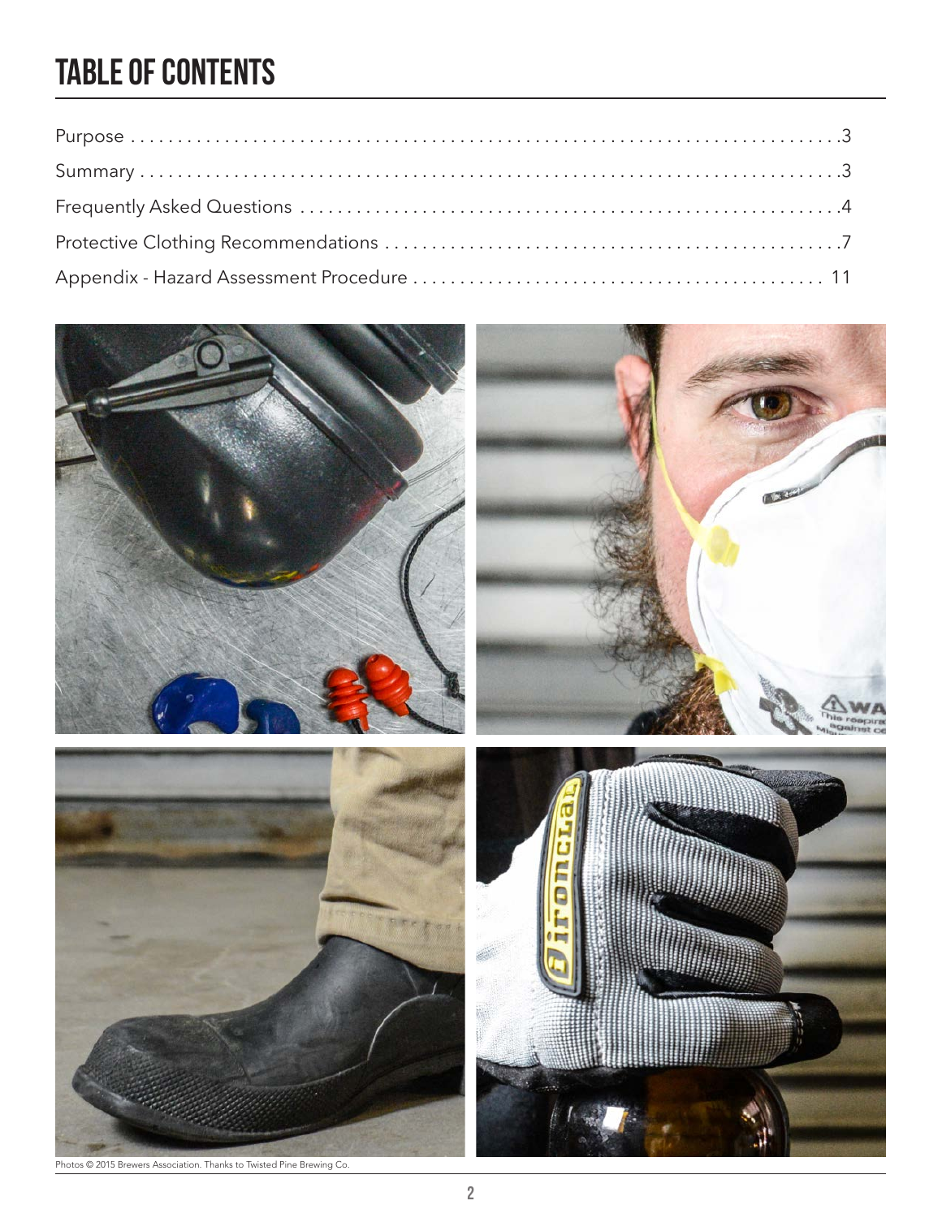# TABLE OF CONTENTS

Purpose . . . . . . . . . . . . . . . . . . . . . . . . . . . . . . . . . . . . . . . . . . . . . . . . . . . . . . . . . . . . . . . . . . . . . . . . . .3

Summary . . . . . . . . . . . . . . . . . . . . . . . . . . . . . . . . . . . . . . . . . . . . . . . . . . . . . . . . . . . . . . . . . . . . . . . .3

Frequently Asked Questions . . . . . . . . . . . . . . . . . . . . . . . . . . . . . . . . . . . . . . . . . . . . . . . . . . . . . . .4

Protective Clothing Recommendations . . . . . . . . . . . . . . . . . . . . . . . . . . . . . . . . . . . . . . . . . . . . . . . .7

Appendix - Hazard Assessment Procedure . . . . . . . . . . . . . . . . . . . . . . . . . . . . . . . . . . . . . . . . . . 11

Photos © 2015 Brewers Association. Thanks to Twisted Pine Brewing Co.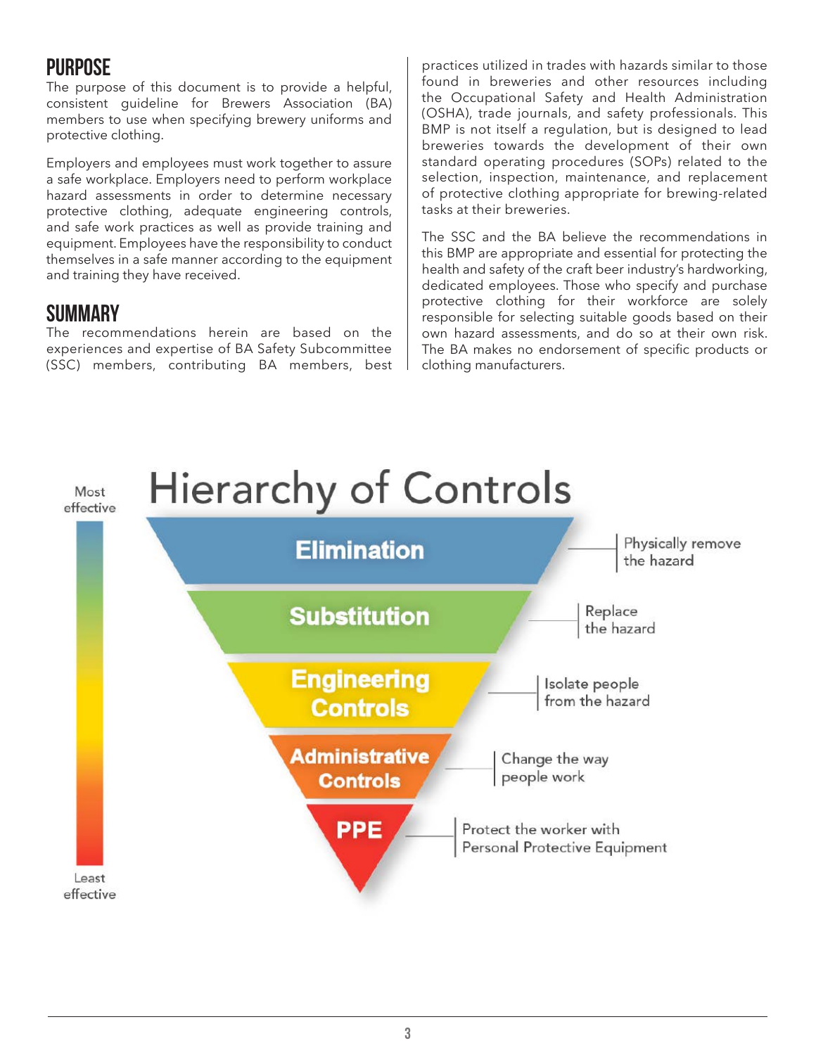## PURPOSE

The purpose of this document is to provide a helpful, consistent guideline for Brewers Association (BA) members to use when specifying brewery uniforms and protective clothing.

Employers and employees must work together to assure a safe workplace. Employers need to perform workplace hazard assessments in order to determine necessary protective clothing, adequate engineering controls, and safe work practices as well as provide training and equipment. Employees have the responsibility to conduct themselves in a safe manner according to the equipment and training they have received.

## SUMMARY

The recommendations herein are based on the experiences and expertise of BA Safety Subcommittee (SSC) members, contributing BA members, best practices utilized in trades with hazards similar to those found in breweries and other resources including the Occupational Safety and Health Administration (OSHA), trade journals, and safety professionals. This BMP is not itself a regulation, but is designed to lead breweries towards the development of their own standard operating procedures (SOPs) related to the selection, inspection, maintenance, and replacement of protective clothing appropriate for brewing-related tasks at their breweries.

The SSC and the BA believe the recommendations in this BMP are appropriate and essential for protecting the health and safety of the craft beer industry's hardworking, dedicated employees. Those who specify and purchase protective clothing for their workforce are solely responsible for selecting suitable goods based on their own hazard assessments, and do so at their own risk. The BA makes no endorsement of specific products or clothing manufacturers.

### Hierarchy of Controls

Most effective

- **Elimination** — Physically remove the hazard
- **Substitution** — Replace the hazard
- **Engineering Controls** — Isolate people from the hazard
- **Administrative Controls** — Change the way people work
- **PPE** — Protect the worker with Personal Protective Equipment

Least effective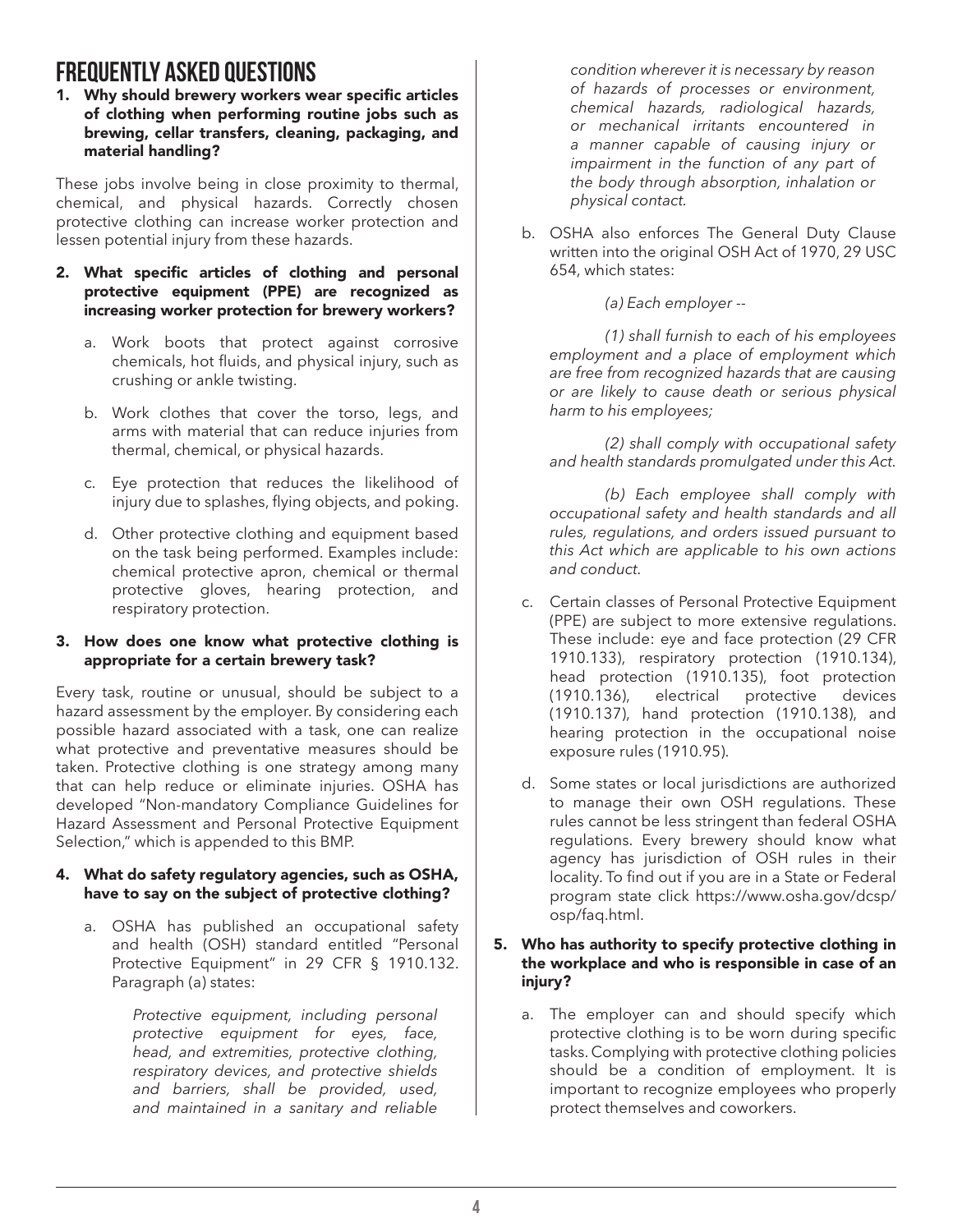# FREQUENTLY ASKED QUESTIONS

**1. Why should brewery workers wear specific articles of clothing when performing routine jobs such as brewing, cellar transfers, cleaning, packaging, and material handling?**

These jobs involve being in close proximity to thermal, chemical, and physical hazards. Correctly chosen protective clothing can increase worker protection and lessen potential injury from these hazards.

**2. What specific articles of clothing and personal protective equipment (PPE) are recognized as increasing worker protection for brewery workers?**

a. Work boots that protect against corrosive chemicals, hot fluids, and physical injury, such as crushing or ankle twisting.

b. Work clothes that cover the torso, legs, and arms with material that can reduce injuries from thermal, chemical, or physical hazards.

c. Eye protection that reduces the likelihood of injury due to splashes, flying objects, and poking.

d. Other protective clothing and equipment based on the task being performed. Examples include: chemical protective apron, chemical or thermal protective gloves, hearing protection, and respiratory protection.

**3. How does one know what protective clothing is appropriate for a certain brewery task?**

Every task, routine or unusual, should be subject to a hazard assessment by the employer. By considering each possible hazard associated with a task, one can realize what protective and preventative measures should be taken. Protective clothing is one strategy among many that can help reduce or eliminate injuries. OSHA has developed "Non-mandatory Compliance Guidelines for Hazard Assessment and Personal Protective Equipment Selection," which is appended to this BMP.

**4. What do safety regulatory agencies, such as OSHA, have to say on the subject of protective clothing?**

a. OSHA has published an occupational safety and health (OSH) standard entitled "Personal Protective Equipment" in 29 CFR § 1910.132. Paragraph (a) states:

> *Protective equipment, including personal protective equipment for eyes, face, head, and extremities, protective clothing, respiratory devices, and protective shields and barriers, shall be provided, used, and maintained in a sanitary and reliable condition wherever it is necessary by reason of hazards of processes or environment, chemical hazards, radiological hazards, or mechanical irritants encountered in a manner capable of causing injury or impairment in the function of any part of the body through absorption, inhalation or physical contact.*

b. OSHA also enforces The General Duty Clause written into the original OSH Act of 1970, 29 USC 654, which states:

> *(a) Each employer --*
>
> *(1) shall furnish to each of his employees employment and a place of employment which are free from recognized hazards that are causing or are likely to cause death or serious physical harm to his employees;*
>
> *(2) shall comply with occupational safety and health standards promulgated under this Act.*
>
> *(b) Each employee shall comply with occupational safety and health standards and all rules, regulations, and orders issued pursuant to this Act which are applicable to his own actions and conduct.*

c. Certain classes of Personal Protective Equipment (PPE) are subject to more extensive regulations. These include: eye and face protection (29 CFR 1910.133), respiratory protection (1910.134), head protection (1910.135), foot protection (1910.136), electrical protective devices (1910.137), hand protection (1910.138), and hearing protection in the occupational noise exposure rules (1910.95).

d. Some states or local jurisdictions are authorized to manage their own OSH regulations. These rules cannot be less stringent than federal OSHA regulations. Every brewery should know what agency has jurisdiction of OSH rules in their locality. To find out if you are in a State or Federal program state click https://www.osha.gov/dcsp/osp/faq.html.

**5. Who has authority to specify protective clothing in the workplace and who is responsible in case of an injury?**

a. The employer can and should specify which protective clothing is to be worn during specific tasks. Complying with protective clothing policies should be a condition of employment. It is important to recognize employees who properly protect themselves and coworkers.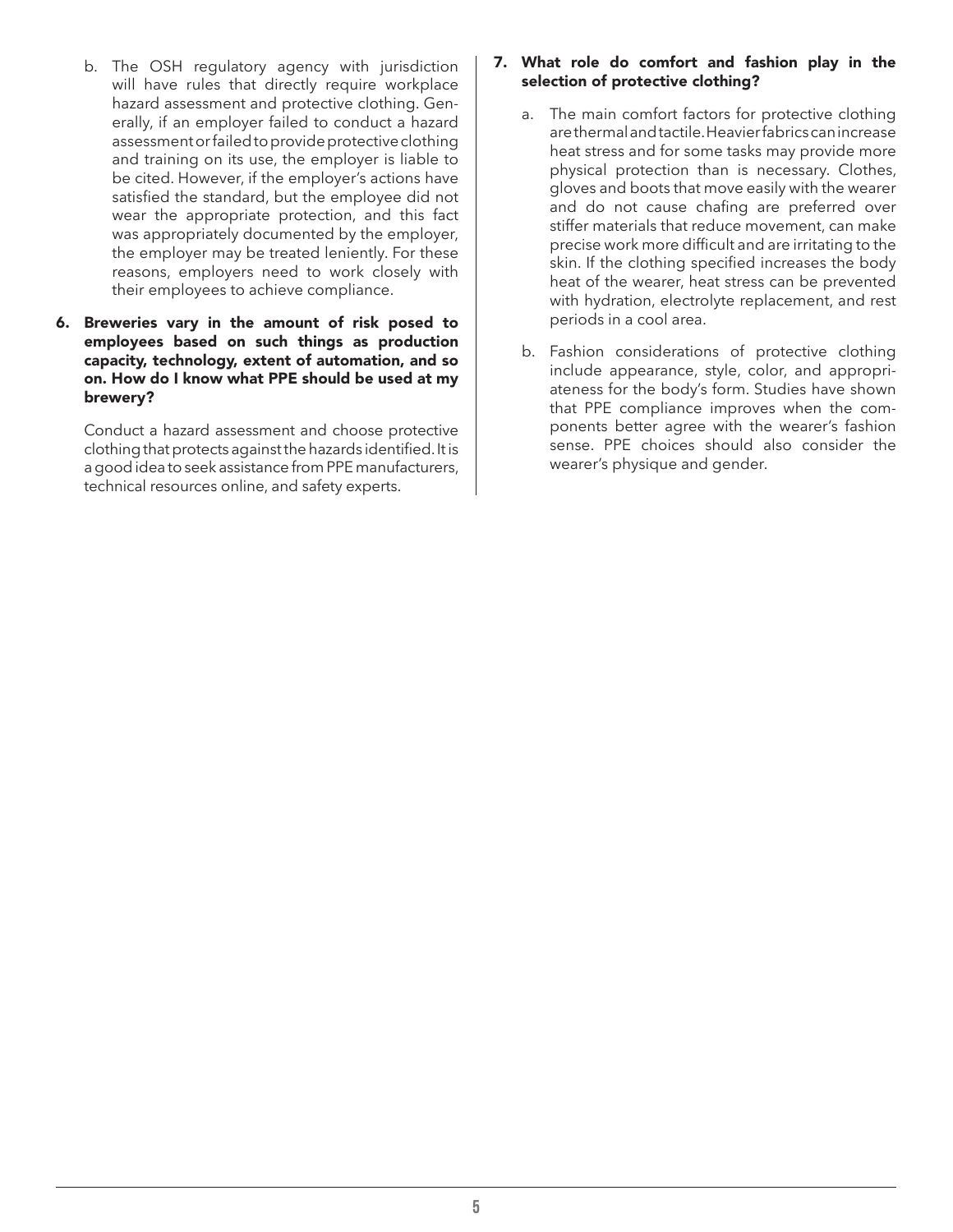b. The OSH regulatory agency with jurisdiction will have rules that directly require workplace hazard assessment and protective clothing. Generally, if an employer failed to conduct a hazard assessment or failed to provide protective clothing and training on its use, the employer is liable to be cited. However, if the employer's actions have satisfied the standard, but the employee did not wear the appropriate protection, and this fact was appropriately documented by the employer, the employer may be treated leniently. For these reasons, employers need to work closely with their employees to achieve compliance.

**6. Breweries vary in the amount of risk posed to employees based on such things as production capacity, technology, extent of automation, and so on. How do I know what PPE should be used at my brewery?**

Conduct a hazard assessment and choose protective clothing that protects against the hazards identified. It is a good idea to seek assistance from PPE manufacturers, technical resources online, and safety experts.

**7. What role do comfort and fashion play in the selection of protective clothing?**

a. The main comfort factors for protective clothing are thermal and tactile. Heavier fabrics can increase heat stress and for some tasks may provide more physical protection than is necessary. Clothes, gloves and boots that move easily with the wearer and do not cause chafing are preferred over stiffer materials that reduce movement, can make precise work more difficult and are irritating to the skin. If the clothing specified increases the body heat of the wearer, heat stress can be prevented with hydration, electrolyte replacement, and rest periods in a cool area.

b. Fashion considerations of protective clothing include appearance, style, color, and appropriateness for the body's form. Studies have shown that PPE compliance improves when the components better agree with the wearer's fashion sense. PPE choices should also consider the wearer's physique and gender.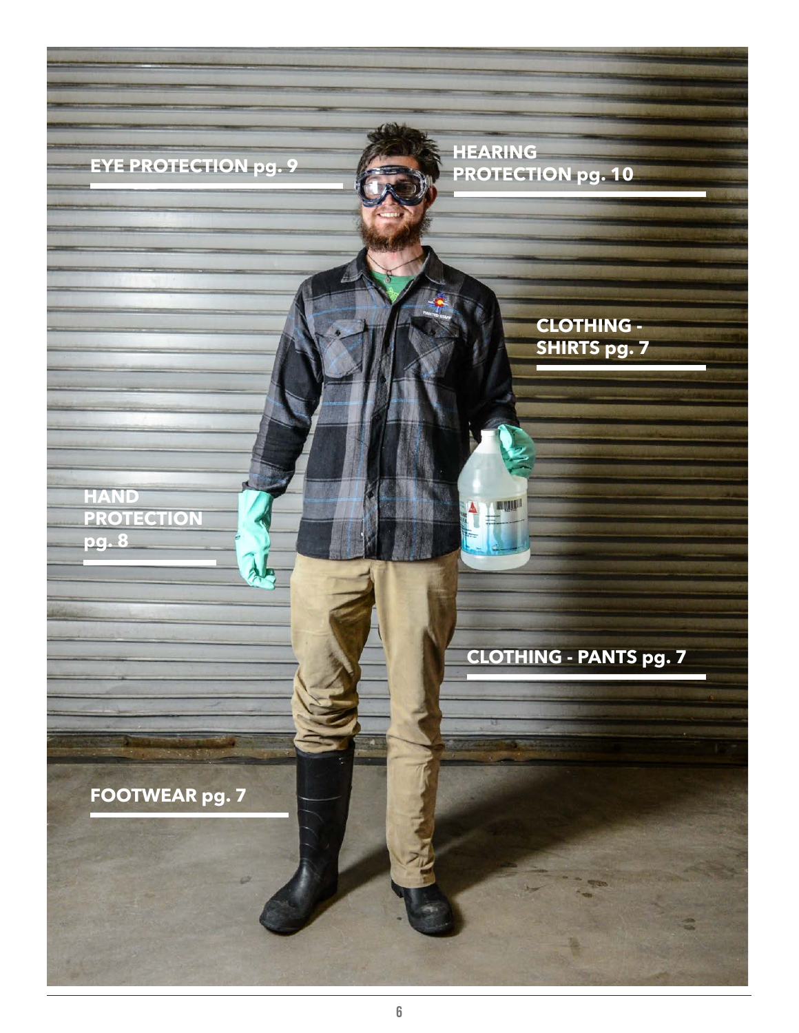EYE PROTECTION pg. 9

HEARING PROTECTION pg. 10

CLOTHING - SHIRTS pg. 7

HAND PROTECTION pg. 8

CLOTHING - PANTS pg. 7

FOOTWEAR pg. 7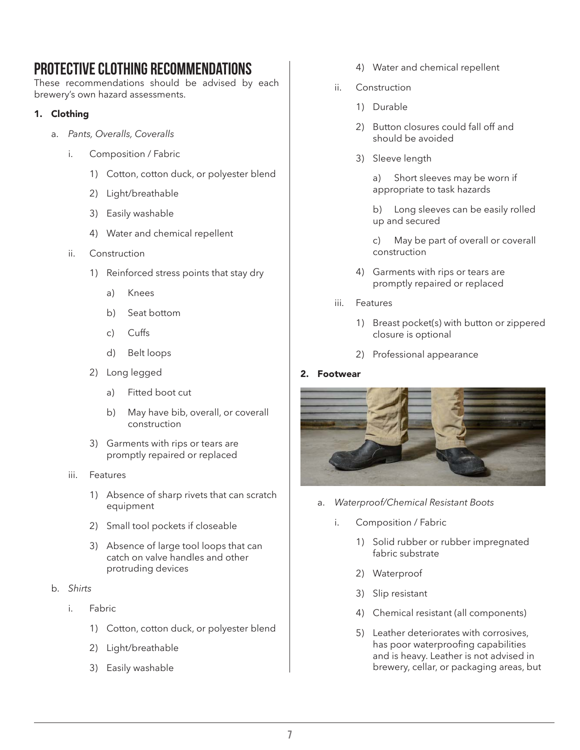# PROTECTIVE CLOTHING RECOMMENDATIONS

These recommendations should be advised by each brewery's own hazard assessments.

1. **Clothing**
   a. *Pants, Overalls, Coveralls*
      i. Composition / Fabric
         1) Cotton, cotton duck, or polyester blend
         2) Light/breathable
         3) Easily washable
         4) Water and chemical repellent
      ii. Construction
         1) Reinforced stress points that stay dry
            a) Knees
            b) Seat bottom
            c) Cuffs
            d) Belt loops
         2) Long legged
            a) Fitted boot cut
            b) May have bib, overall, or coverall construction
         3) Garments with rips or tears are promptly repaired or replaced
      iii. Features
         1) Absence of sharp rivets that can scratch equipment
         2) Small tool pockets if closeable
         3) Absence of large tool loops that can catch on valve handles and other protruding devices
   b. *Shirts*
      i. Fabric
         1) Cotton, cotton duck, or polyester blend
         2) Light/breathable
         3) Easily washable
         4) Water and chemical repellent
      ii. Construction
         1) Durable
         2) Button closures could fall off and should be avoided
         3) Sleeve length
            a) Short sleeves may be worn if appropriate to task hazards
            b) Long sleeves can be easily rolled up and secured
            c) May be part of overall or coverall construction
         4) Garments with rips or tears are promptly repaired or replaced
      iii. Features
         1) Breast pocket(s) with button or zippered closure is optional
         2) Professional appearance

2. **Footwear**
   a. *Waterproof/Chemical Resistant Boots*
      i. Composition / Fabric
         1) Solid rubber or rubber impregnated fabric substrate
         2) Waterproof
         3) Slip resistant
         4) Chemical resistant (all components)
         5) Leather deteriorates with corrosives, has poor waterproofing capabilities and is heavy. Leather is not advised in brewery, cellar, or packaging areas, but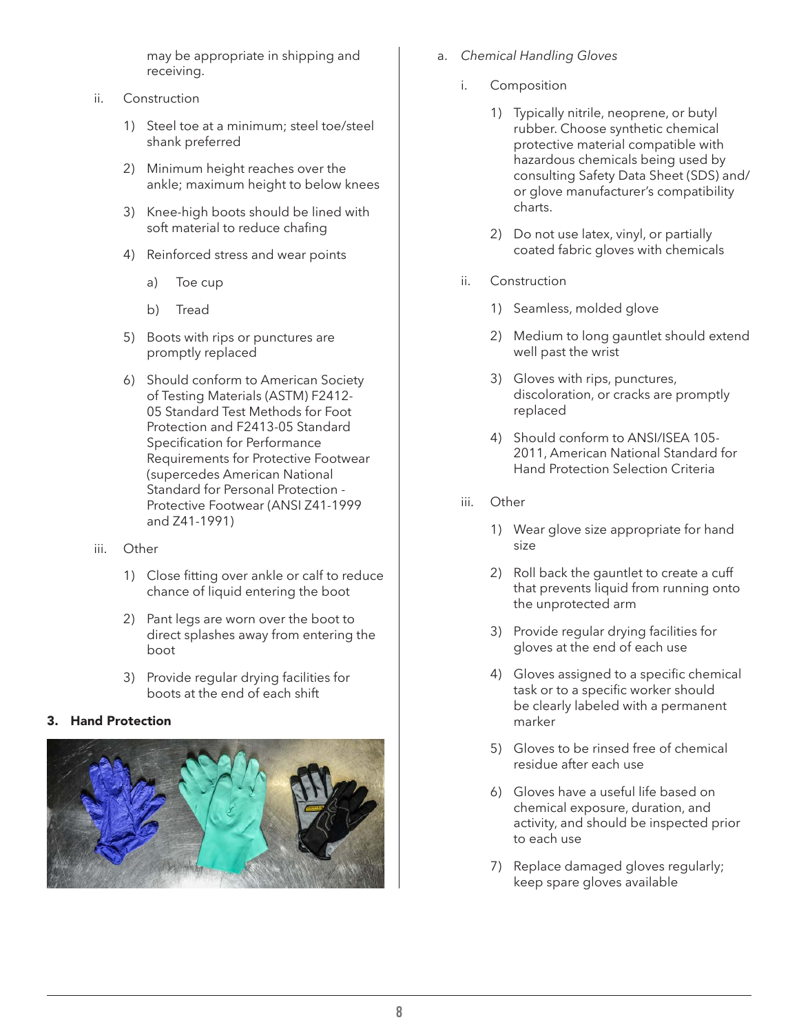may be appropriate in shipping and receiving.

ii. Construction

1) Steel toe at a minimum; steel toe/steel shank preferred

2) Minimum height reaches over the ankle; maximum height to below knees

3) Knee-high boots should be lined with soft material to reduce chafing

4) Reinforced stress and wear points

a) Toe cup

b) Tread

5) Boots with rips or punctures are promptly replaced

6) Should conform to American Society of Testing Materials (ASTM) F2412-05 Standard Test Methods for Foot Protection and F2413-05 Standard Specification for Performance Requirements for Protective Footwear (supercedes American National Standard for Personal Protection - Protective Footwear (ANSI Z41-1999 and Z41-1991)

iii. Other

1) Close fitting over ankle or calf to reduce chance of liquid entering the boot

2) Pant legs are worn over the boot to direct splashes away from entering the boot

3) Provide regular drying facilities for boots at the end of each shift

### 3. Hand Protection

a. *Chemical Handling Gloves*

i. Composition

1) Typically nitrile, neoprene, or butyl rubber. Choose synthetic chemical protective material compatible with hazardous chemicals being used by consulting Safety Data Sheet (SDS) and/or glove manufacturer's compatibility charts.

2) Do not use latex, vinyl, or partially coated fabric gloves with chemicals

ii. Construction

1) Seamless, molded glove

2) Medium to long gauntlet should extend well past the wrist

3) Gloves with rips, punctures, discoloration, or cracks are promptly replaced

4) Should conform to ANSI/ISEA 105-2011, American National Standard for Hand Protection Selection Criteria

iii. Other

1) Wear glove size appropriate for hand size

2) Roll back the gauntlet to create a cuff that prevents liquid from running onto the unprotected arm

3) Provide regular drying facilities for gloves at the end of each use

4) Gloves assigned to a specific chemical task or to a specific worker should be clearly labeled with a permanent marker

5) Gloves to be rinsed free of chemical residue after each use

6) Gloves have a useful life based on chemical exposure, duration, and activity, and should be inspected prior to each use

7) Replace damaged gloves regularly; keep spare gloves available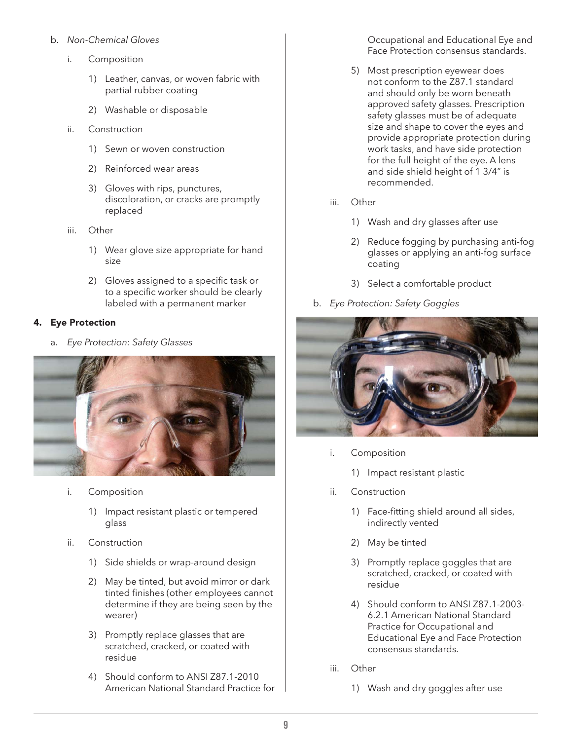b. *Non-Chemical Gloves*

   i. Composition

      1) Leather, canvas, or woven fabric with partial rubber coating

      2) Washable or disposable

   ii. Construction

      1) Sewn or woven construction

      2) Reinforced wear areas

      3) Gloves with rips, punctures, discoloration, or cracks are promptly replaced

   iii. Other

      1) Wear glove size appropriate for hand size

      2) Gloves assigned to a specific task or to a specific worker should be clearly labeled with a permanent marker

**4. Eye Protection**

a. *Eye Protection: Safety Glasses*

   i. Composition

      1) Impact resistant plastic or tempered glass

   ii. Construction

      1) Side shields or wrap-around design

      2) May be tinted, but avoid mirror or dark tinted finishes (other employees cannot determine if they are being seen by the wearer)

      3) Promptly replace glasses that are scratched, cracked, or coated with residue

      4) Should conform to ANSI Z87.1-2010 American National Standard Practice for Occupational and Educational Eye and Face Protection consensus standards.

      5) Most prescription eyewear does not conform to the Z87.1 standard and should only be worn beneath approved safety glasses. Prescription safety glasses must be of adequate size and shape to cover the eyes and provide appropriate protection during work tasks, and have side protection for the full height of the eye. A lens and side shield height of 1 3/4" is recommended.

   iii. Other

      1) Wash and dry glasses after use

      2) Reduce fogging by purchasing anti-fog glasses or applying an anti-fog surface coating

      3) Select a comfortable product

b. *Eye Protection: Safety Goggles*

   i. Composition

      1) Impact resistant plastic

   ii. Construction

      1) Face-fitting shield around all sides, indirectly vented

      2) May be tinted

      3) Promptly replace goggles that are scratched, cracked, or coated with residue

      4) Should conform to ANSI Z87.1-2003-6.2.1 American National Standard Practice for Occupational and Educational Eye and Face Protection consensus standards.

   iii. Other

      1) Wash and dry goggles after use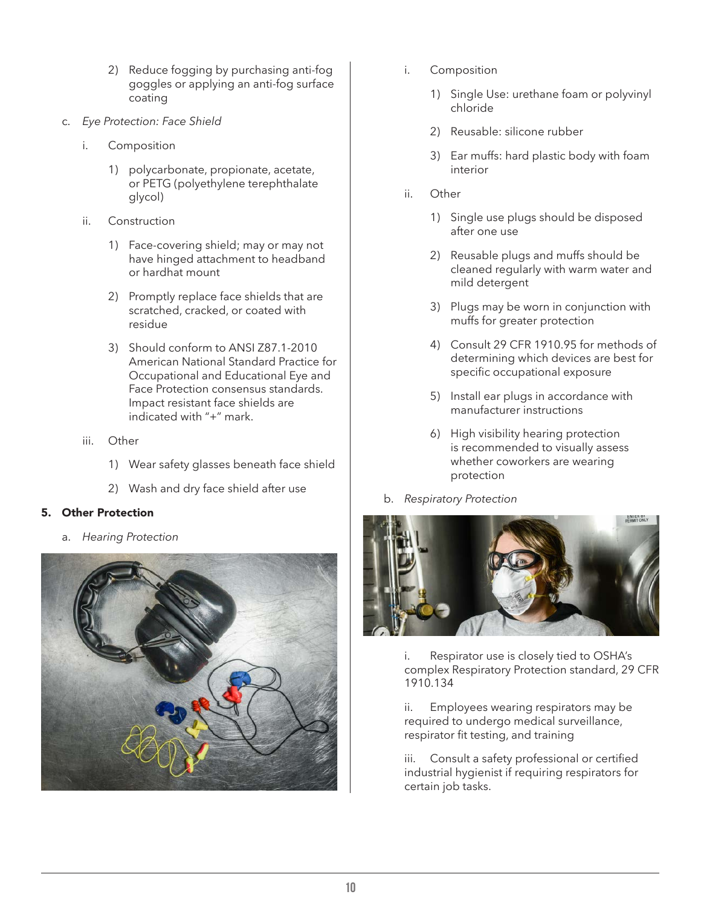2) Reduce fogging by purchasing anti-fog goggles or applying an anti-fog surface coating

c. *Eye Protection: Face Shield*

i. Composition

1) polycarbonate, propionate, acetate, or PETG (polyethylene terephthalate glycol)

ii. Construction

1) Face-covering shield; may or may not have hinged attachment to headband or hardhat mount

2) Promptly replace face shields that are scratched, cracked, or coated with residue

3) Should conform to ANSI Z87.1-2010 American National Standard Practice for Occupational and Educational Eye and Face Protection consensus standards. Impact resistant face shields are indicated with "+" mark.

iii. Other

1) Wear safety glasses beneath face shield

2) Wash and dry face shield after use

**5. Other Protection**

a. *Hearing Protection*

i. Composition

1) Single Use: urethane foam or polyvinyl chloride

2) Reusable: silicone rubber

3) Ear muffs: hard plastic body with foam interior

ii. Other

1) Single use plugs should be disposed after one use

2) Reusable plugs and muffs should be cleaned regularly with warm water and mild detergent

3) Plugs may be worn in conjunction with muffs for greater protection

4) Consult 29 CFR 1910.95 for methods of determining which devices are best for specific occupational exposure

5) Install ear plugs in accordance with manufacturer instructions

6) High visibility hearing protection is recommended to visually assess whether coworkers are wearing protection

b. *Respiratory Protection*

i. Respirator use is closely tied to OSHA's complex Respiratory Protection standard, 29 CFR 1910.134

ii. Employees wearing respirators may be required to undergo medical surveillance, respirator fit testing, and training

iii. Consult a safety professional or certified industrial hygienist if requiring respirators for certain job tasks.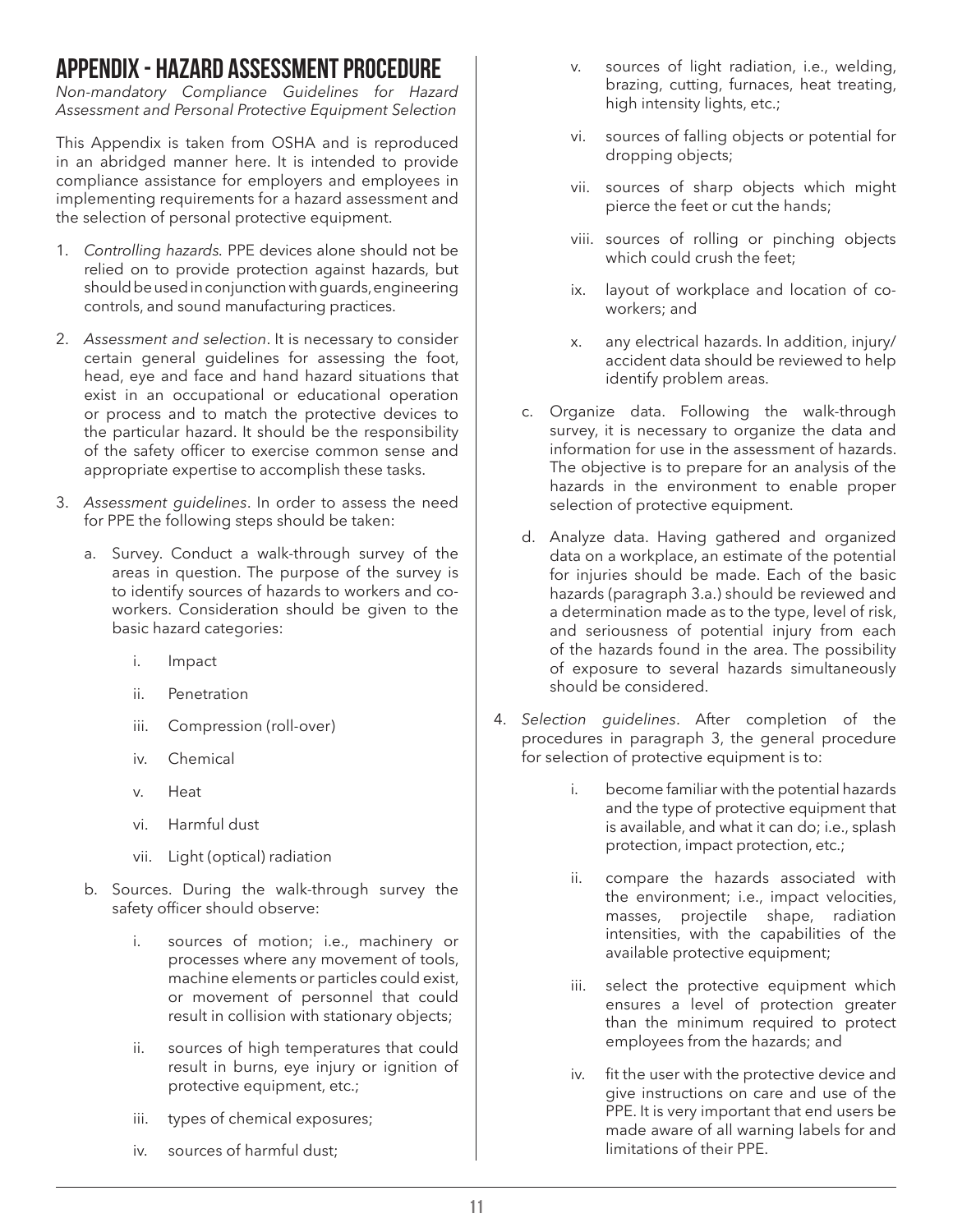# APPENDIX - HAZARD ASSESSMENT PROCEDURE

*Non-mandatory Compliance Guidelines for Hazard Assessment and Personal Protective Equipment Selection*

This Appendix is taken from OSHA and is reproduced in an abridged manner here. It is intended to provide compliance assistance for employers and employees in implementing requirements for a hazard assessment and the selection of personal protective equipment.

1. *Controlling hazards.* PPE devices alone should not be relied on to provide protection against hazards, but should be used in conjunction with guards, engineering controls, and sound manufacturing practices.
2. *Assessment and selection*. It is necessary to consider certain general guidelines for assessing the foot, head, eye and face and hand hazard situations that exist in an occupational or educational operation or process and to match the protective devices to the particular hazard. It should be the responsibility of the safety officer to exercise common sense and appropriate expertise to accomplish these tasks.
3. *Assessment guidelines*. In order to assess the need for PPE the following steps should be taken:
   a. Survey. Conduct a walk-through survey of the areas in question. The purpose of the survey is to identify sources of hazards to workers and co-workers. Consideration should be given to the basic hazard categories:
      i. Impact
      ii. Penetration
      iii. Compression (roll-over)
      iv. Chemical
      v. Heat
      vi. Harmful dust
      vii. Light (optical) radiation
   
   b. Sources. During the walk-through survey the safety officer should observe:
      i. sources of motion; i.e., machinery or processes where any movement of tools, machine elements or particles could exist, or movement of personnel that could result in collision with stationary objects;
      ii. sources of high temperatures that could result in burns, eye injury or ignition of protective equipment, etc.;
      iii. types of chemical exposures;
      iv. sources of harmful dust;
      v. sources of light radiation, i.e., welding, brazing, cutting, furnaces, heat treating, high intensity lights, etc.;
      vi. sources of falling objects or potential for dropping objects;
      vii. sources of sharp objects which might pierce the feet or cut the hands;
      viii. sources of rolling or pinching objects which could crush the feet;
      ix. layout of workplace and location of co-workers; and
      x. any electrical hazards. In addition, injury/accident data should be reviewed to help identify problem areas.
   
   c. Organize data. Following the walk-through survey, it is necessary to organize the data and information for use in the assessment of hazards. The objective is to prepare for an analysis of the hazards in the environment to enable proper selection of protective equipment.
   
   d. Analyze data. Having gathered and organized data on a workplace, an estimate of the potential for injuries should be made. Each of the basic hazards (paragraph 3.a.) should be reviewed and a determination made as to the type, level of risk, and seriousness of potential injury from each of the hazards found in the area. The possibility of exposure to several hazards simultaneously should be considered.
4. *Selection guidelines*. After completion of the procedures in paragraph 3, the general procedure for selection of protective equipment is to:
   i. become familiar with the potential hazards and the type of protective equipment that is available, and what it can do; i.e., splash protection, impact protection, etc.;
   ii. compare the hazards associated with the environment; i.e., impact velocities, masses, projectile shape, radiation intensities, with the capabilities of the available protective equipment;
   iii. select the protective equipment which ensures a level of protection greater than the minimum required to protect employees from the hazards; and
   iv. fit the user with the protective device and give instructions on care and use of the PPE. It is very important that end users be made aware of all warning labels for and limitations of their PPE.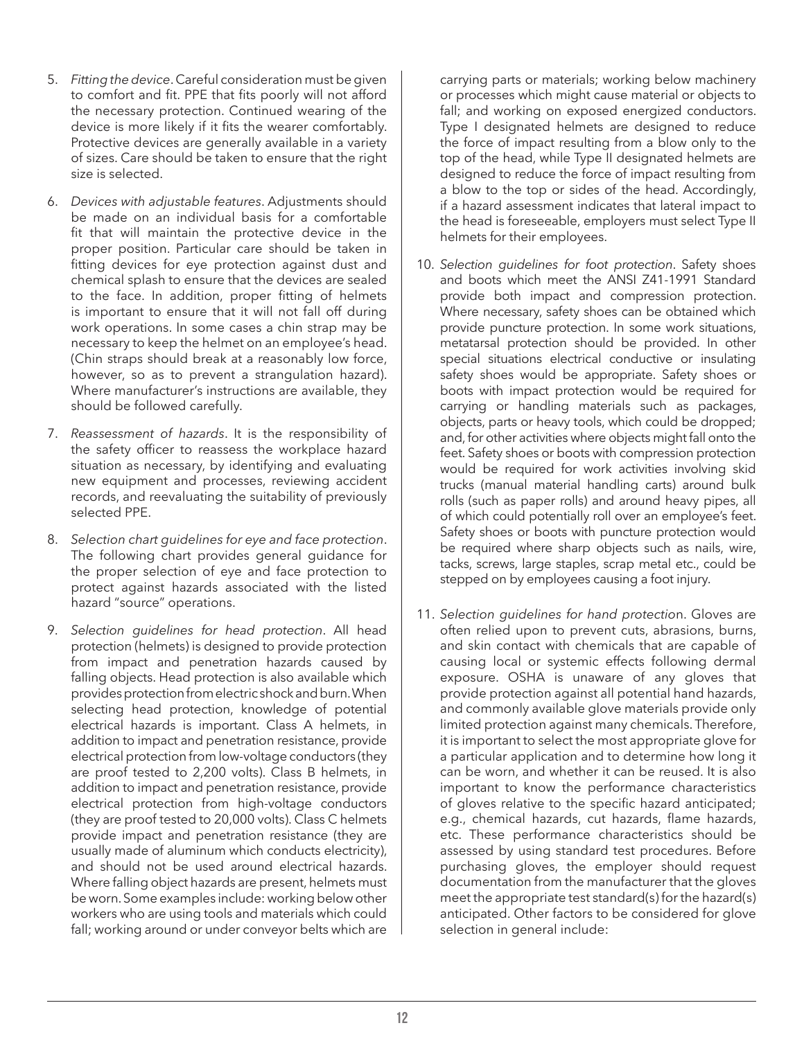5. *Fitting the device*. Careful consideration must be given to comfort and fit. PPE that fits poorly will not afford the necessary protection. Continued wearing of the device is more likely if it fits the wearer comfortably. Protective devices are generally available in a variety of sizes. Care should be taken to ensure that the right size is selected.

6. *Devices with adjustable features*. Adjustments should be made on an individual basis for a comfortable fit that will maintain the protective device in the proper position. Particular care should be taken in fitting devices for eye protection against dust and chemical splash to ensure that the devices are sealed to the face. In addition, proper fitting of helmets is important to ensure that it will not fall off during work operations. In some cases a chin strap may be necessary to keep the helmet on an employee's head. (Chin straps should break at a reasonably low force, however, so as to prevent a strangulation hazard). Where manufacturer's instructions are available, they should be followed carefully.

7. *Reassessment of hazards*. It is the responsibility of the safety officer to reassess the workplace hazard situation as necessary, by identifying and evaluating new equipment and processes, reviewing accident records, and reevaluating the suitability of previously selected PPE.

8. *Selection chart guidelines for eye and face protection*. The following chart provides general guidance for the proper selection of eye and face protection to protect against hazards associated with the listed hazard "source" operations.

9. *Selection guidelines for head protection*. All head protection (helmets) is designed to provide protection from impact and penetration hazards caused by falling objects. Head protection is also available which provides protection from electric shock and burn. When selecting head protection, knowledge of potential electrical hazards is important. Class A helmets, in addition to impact and penetration resistance, provide electrical protection from low-voltage conductors (they are proof tested to 2,200 volts). Class B helmets, in addition to impact and penetration resistance, provide electrical protection from high-voltage conductors (they are proof tested to 20,000 volts). Class C helmets provide impact and penetration resistance (they are usually made of aluminum which conducts electricity), and should not be used around electrical hazards. Where falling object hazards are present, helmets must be worn. Some examples include: working below other workers who are using tools and materials which could fall; working around or under conveyor belts which are carrying parts or materials; working below machinery or processes which might cause material or objects to fall; and working on exposed energized conductors. Type I designated helmets are designed to reduce the force of impact resulting from a blow only to the top of the head, while Type II designated helmets are designed to reduce the force of impact resulting from a blow to the top or sides of the head. Accordingly, if a hazard assessment indicates that lateral impact to the head is foreseeable, employers must select Type II helmets for their employees.

10. *Selection guidelines for foot protection*. Safety shoes and boots which meet the ANSI Z41-1991 Standard provide both impact and compression protection. Where necessary, safety shoes can be obtained which provide puncture protection. In some work situations, metatarsal protection should be provided. In other special situations electrical conductive or insulating safety shoes would be appropriate. Safety shoes or boots with impact protection would be required for carrying or handling materials such as packages, objects, parts or heavy tools, which could be dropped; and, for other activities where objects might fall onto the feet. Safety shoes or boots with compression protection would be required for work activities involving skid trucks (manual material handling carts) around bulk rolls (such as paper rolls) and around heavy pipes, all of which could potentially roll over an employee's feet. Safety shoes or boots with puncture protection would be required where sharp objects such as nails, wire, tacks, screws, large staples, scrap metal etc., could be stepped on by employees causing a foot injury.

11. *Selection guidelines for hand protection*. Gloves are often relied upon to prevent cuts, abrasions, burns, and skin contact with chemicals that are capable of causing local or systemic effects following dermal exposure. OSHA is unaware of any gloves that provide protection against all potential hand hazards, and commonly available glove materials provide only limited protection against many chemicals. Therefore, it is important to select the most appropriate glove for a particular application and to determine how long it can be worn, and whether it can be reused. It is also important to know the performance characteristics of gloves relative to the specific hazard anticipated; e.g., chemical hazards, cut hazards, flame hazards, etc. These performance characteristics should be assessed by using standard test procedures. Before purchasing gloves, the employer should request documentation from the manufacturer that the gloves meet the appropriate test standard(s) for the hazard(s) anticipated. Other factors to be considered for glove selection in general include: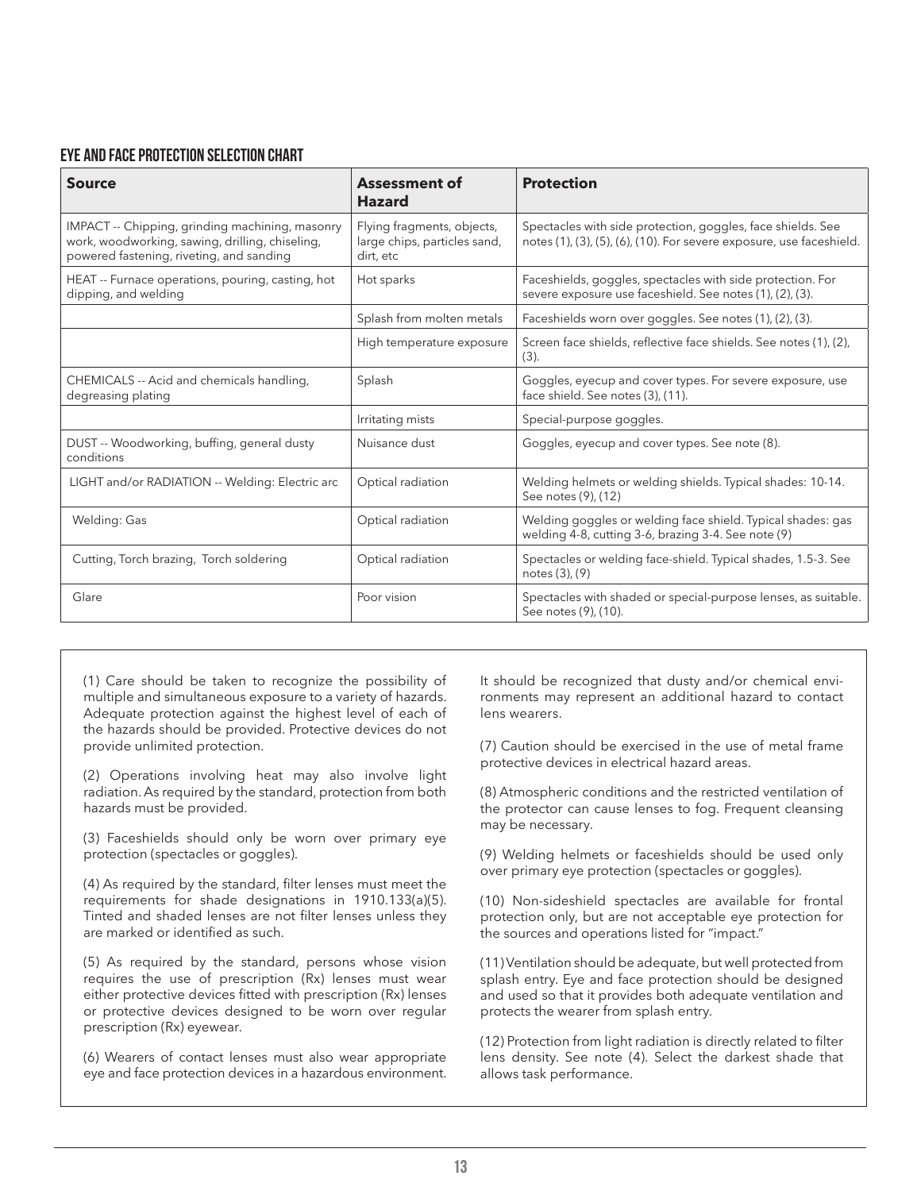## EYE AND FACE PROTECTION SELECTION CHART

| Source | Assessment of Hazard | Protection |
| --- | --- | --- |
| IMPACT -- Chipping, grinding machining, masonry work, woodworking, sawing, drilling, chiseling, powered fastening, riveting, and sanding | Flying fragments, objects, large chips, particles sand, dirt, etc | Spectacles with side protection, goggles, face shields. See notes (1), (3), (5), (6), (10). For severe exposure, use faceshield. |
| HEAT -- Furnace operations, pouring, casting, hot dipping, and welding | Hot sparks | Faceshields, goggles, spectacles with side protection. For severe exposure use faceshield. See notes (1), (2), (3). |
| | Splash from molten metals | Faceshields worn over goggles. See notes (1), (2), (3). |
| | High temperature exposure | Screen face shields, reflective face shields. See notes (1), (2), (3). |
| CHEMICALS -- Acid and chemicals handling, degreasing plating | Splash | Goggles, eyecup and cover types. For severe exposure, use face shield. See notes (3), (11). |
| | Irritating mists | Special-purpose goggles. |
| DUST -- Woodworking, buffing, general dusty conditions | Nuisance dust | Goggles, eyecup and cover types. See note (8). |
| LIGHT and/or RADIATION -- Welding: Electric arc | Optical radiation | Welding helmets or welding shields. Typical shades: 10-14. See notes (9), (12) |
| Welding: Gas | Optical radiation | Welding goggles or welding face shield. Typical shades: gas welding 4-8, cutting 3-6, brazing 3-4. See note (9) |
| Cutting, Torch brazing, Torch soldering | Optical radiation | Spectacles or welding face-shield. Typical shades, 1.5-3. See notes (3), (9) |
| Glare | Poor vision | Spectacles with shaded or special-purpose lenses, as suitable. See notes (9), (10). |

(1) Care should be taken to recognize the possibility of multiple and simultaneous exposure to a variety of hazards. Adequate protection against the highest level of each of the hazards should be provided. Protective devices do not provide unlimited protection.

(2) Operations involving heat may also involve light radiation. As required by the standard, protection from both hazards must be provided.

(3) Faceshields should only be worn over primary eye protection (spectacles or goggles).

(4) As required by the standard, filter lenses must meet the requirements for shade designations in 1910.133(a)(5). Tinted and shaded lenses are not filter lenses unless they are marked or identified as such.

(5) As required by the standard, persons whose vision requires the use of prescription (Rx) lenses must wear either protective devices fitted with prescription (Rx) lenses or protective devices designed to be worn over regular prescription (Rx) eyewear.

(6) Wearers of contact lenses must also wear appropriate eye and face protection devices in a hazardous environment. It should be recognized that dusty and/or chemical environments may represent an additional hazard to contact lens wearers.

(7) Caution should be exercised in the use of metal frame protective devices in electrical hazard areas.

(8) Atmospheric conditions and the restricted ventilation of the protector can cause lenses to fog. Frequent cleansing may be necessary.

(9) Welding helmets or faceshields should be used only over primary eye protection (spectacles or goggles).

(10) Non-sideshield spectacles are available for frontal protection only, but are not acceptable eye protection for the sources and operations listed for "impact."

(11) Ventilation should be adequate, but well protected from splash entry. Eye and face protection should be designed and used so that it provides both adequate ventilation and protects the wearer from splash entry.

(12) Protection from light radiation is directly related to filter lens density. See note (4). Select the darkest shade that allows task performance.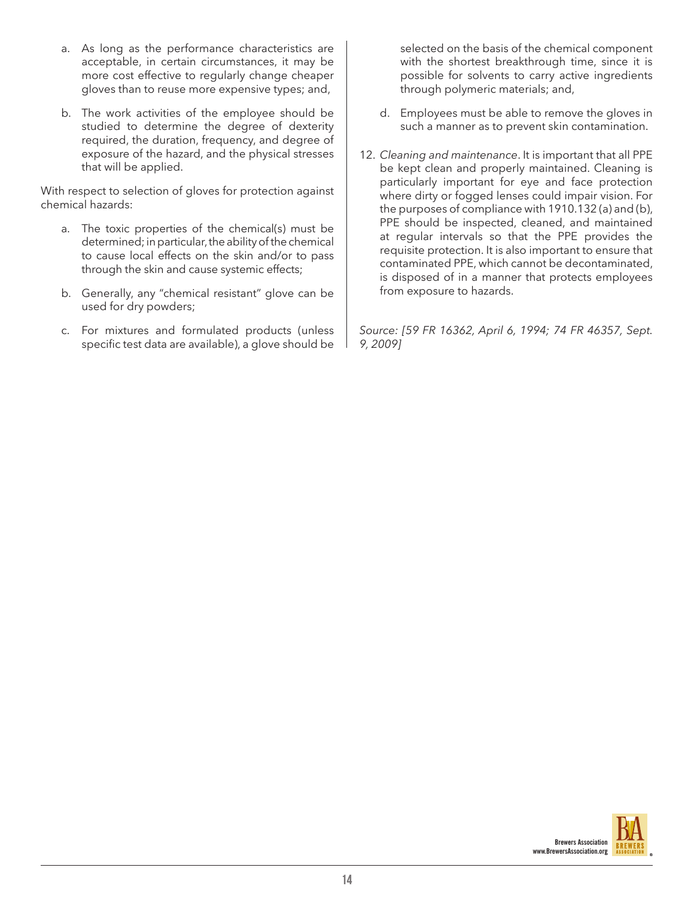a. As long as the performance characteristics are acceptable, in certain circumstances, it may be more cost effective to regularly change cheaper gloves than to reuse more expensive types; and,

b. The work activities of the employee should be studied to determine the degree of dexterity required, the duration, frequency, and degree of exposure of the hazard, and the physical stresses that will be applied.

With respect to selection of gloves for protection against chemical hazards:

a. The toxic properties of the chemical(s) must be determined; in particular, the ability of the chemical to cause local effects on the skin and/or to pass through the skin and cause systemic effects;

b. Generally, any "chemical resistant" glove can be used for dry powders;

c. For mixtures and formulated products (unless specific test data are available), a glove should be selected on the basis of the chemical component with the shortest breakthrough time, since it is possible for solvents to carry active ingredients through polymeric materials; and,

d. Employees must be able to remove the gloves in such a manner as to prevent skin contamination.

12. *Cleaning and maintenance*. It is important that all PPE be kept clean and properly maintained. Cleaning is particularly important for eye and face protection where dirty or fogged lenses could impair vision. For the purposes of compliance with 1910.132 (a) and (b), PPE should be inspected, cleaned, and maintained at regular intervals so that the PPE provides the requisite protection. It is also important to ensure that contaminated PPE, which cannot be decontaminated, is disposed of in a manner that protects employees from exposure to hazards.

*Source: [59 FR 16362, April 6, 1994; 74 FR 46357, Sept. 9, 2009]*